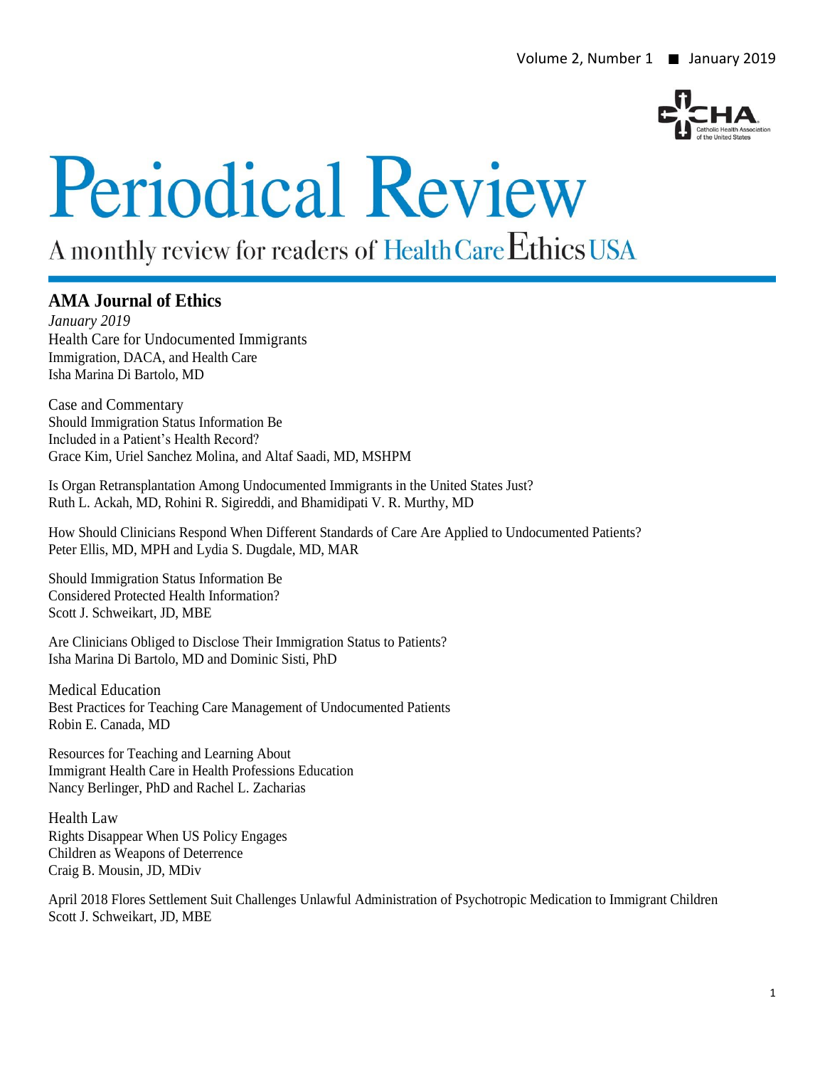Volume 2, Number 1 ■ January 2019

# Periodical Review

A monthly review for readers of Health Care Ethics USA

## AMA Journal of Ethics

*January 2019*
Health Care for Undocumented Immigrants
Immigration, DACA, and Health Care
Isha Marina Di Bartolo, MD

Case and Commentary
Should Immigration Status Information Be
Included in a Patient's Health Record?
Grace Kim, Uriel Sanchez Molina, and Altaf Saadi, MD, MSHPM

Is Organ Retransplantation Among Undocumented Immigrants in the United States Just?
Ruth L. Ackah, MD, Rohini R. Sigireddi, and Bhamidipati V. R. Murthy, MD

How Should Clinicians Respond When Different Standards of Care Are Applied to Undocumented Patients?
Peter Ellis, MD, MPH and Lydia S. Dugdale, MD, MAR

Should Immigration Status Information Be
Considered Protected Health Information?
Scott J. Schweikart, JD, MBE

Are Clinicians Obliged to Disclose Their Immigration Status to Patients?
Isha Marina Di Bartolo, MD and Dominic Sisti, PhD

Medical Education
Best Practices for Teaching Care Management of Undocumented Patients
Robin E. Canada, MD

Resources for Teaching and Learning About
Immigrant Health Care in Health Professions Education
Nancy Berlinger, PhD and Rachel L. Zacharias

Health Law
Rights Disappear When US Policy Engages
Children as Weapons of Deterrence
Craig B. Mousin, JD, MDiv

April 2018 Flores Settlement Suit Challenges Unlawful Administration of Psychotropic Medication to Immigrant Children
Scott J. Schweikart, JD, MBE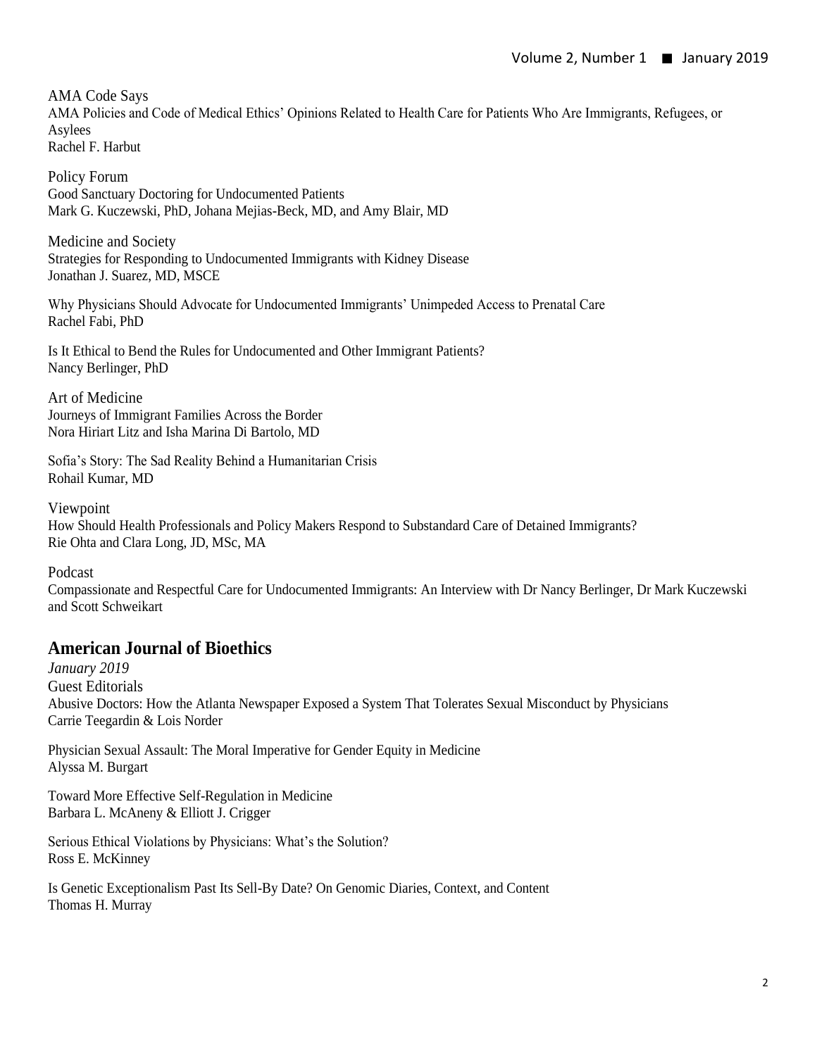AMA Code Says

AMA Policies and Code of Medical Ethics' Opinions Related to Health Care for Patients Who Are Immigrants, Refugees, or Asylees
Rachel F. Harbut

Policy Forum

Good Sanctuary Doctoring for Undocumented Patients
Mark G. Kuczewski, PhD, Johana Mejias-Beck, MD, and Amy Blair, MD

Medicine and Society

Strategies for Responding to Undocumented Immigrants with Kidney Disease
Jonathan J. Suarez, MD, MSCE

Why Physicians Should Advocate for Undocumented Immigrants' Unimpeded Access to Prenatal Care
Rachel Fabi, PhD

Is It Ethical to Bend the Rules for Undocumented and Other Immigrant Patients?
Nancy Berlinger, PhD

Art of Medicine

Journeys of Immigrant Families Across the Border
Nora Hiriart Litz and Isha Marina Di Bartolo, MD

Sofia's Story: The Sad Reality Behind a Humanitarian Crisis
Rohail Kumar, MD

Viewpoint

How Should Health Professionals and Policy Makers Respond to Substandard Care of Detained Immigrants?
Rie Ohta and Clara Long, JD, MSc, MA

Podcast

Compassionate and Respectful Care for Undocumented Immigrants: An Interview with Dr Nancy Berlinger, Dr Mark Kuczewski and Scott Schweikart

## American Journal of Bioethics

*January 2019*

Guest Editorials

Abusive Doctors: How the Atlanta Newspaper Exposed a System That Tolerates Sexual Misconduct by Physicians
Carrie Teegardin & Lois Norder

Physician Sexual Assault: The Moral Imperative for Gender Equity in Medicine
Alyssa M. Burgart

Toward More Effective Self-Regulation in Medicine
Barbara L. McAneny & Elliott J. Crigger

Serious Ethical Violations by Physicians: What's the Solution?
Ross E. McKinney

Is Genetic Exceptionalism Past Its Sell-By Date? On Genomic Diaries, Context, and Content
Thomas H. Murray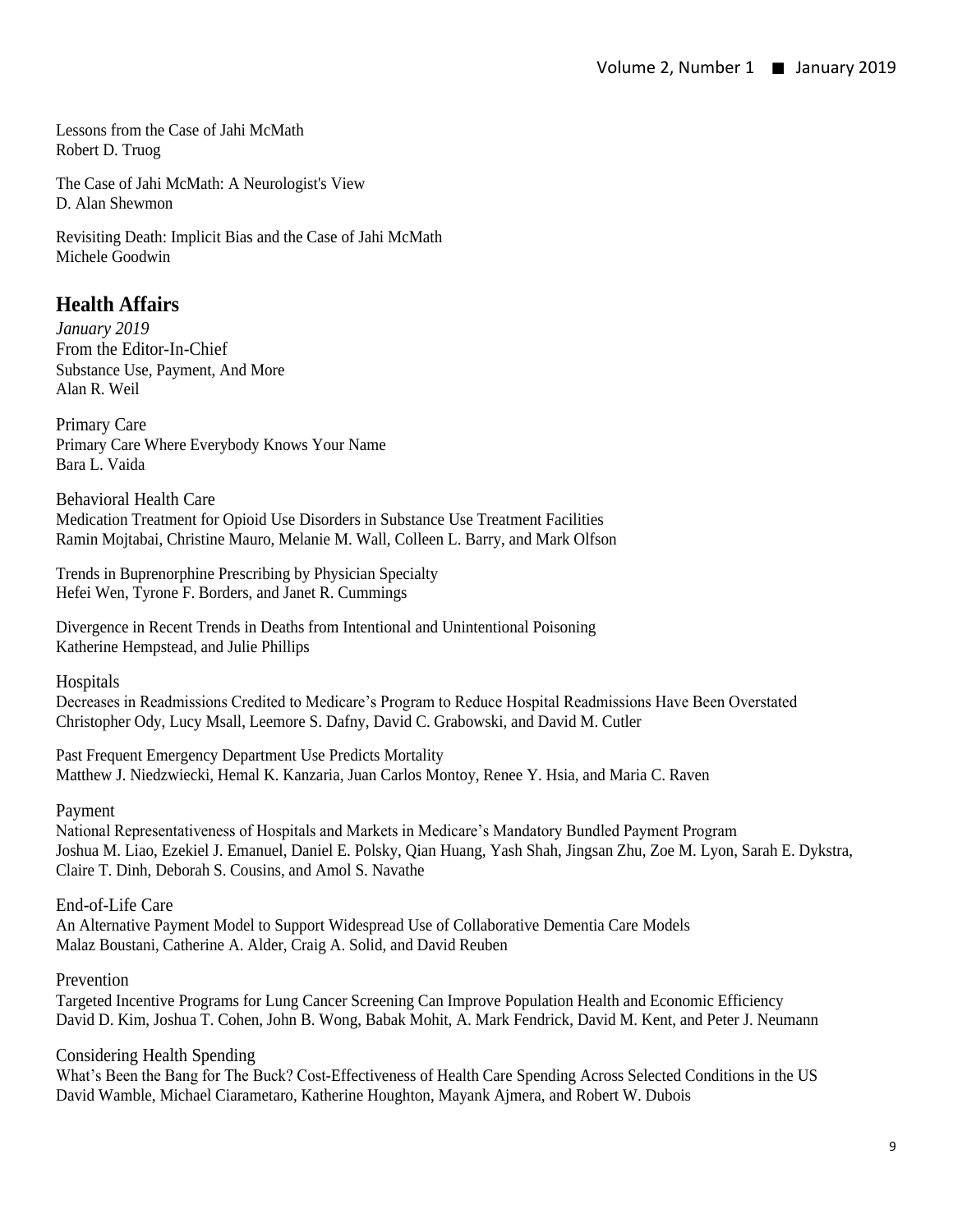Lessons from the Case of Jahi McMath
Robert D. Truog

The Case of Jahi McMath: A Neurologist's View
D. Alan Shewmon

Revisiting Death: Implicit Bias and the Case of Jahi McMath
Michele Goodwin

## Health Affairs

*January 2019*

From the Editor-In-Chief
Substance Use, Payment, And More
Alan R. Weil

Primary Care
Primary Care Where Everybody Knows Your Name
Bara L. Vaida

Behavioral Health Care
Medication Treatment for Opioid Use Disorders in Substance Use Treatment Facilities
Ramin Mojtabai, Christine Mauro, Melanie M. Wall, Colleen L. Barry, and Mark Olfson

Trends in Buprenorphine Prescribing by Physician Specialty
Hefei Wen, Tyrone F. Borders, and Janet R. Cummings

Divergence in Recent Trends in Deaths from Intentional and Unintentional Poisoning
Katherine Hempstead, and Julie Phillips

Hospitals
Decreases in Readmissions Credited to Medicare's Program to Reduce Hospital Readmissions Have Been Overstated
Christopher Ody, Lucy Msall, Leemore S. Dafny, David C. Grabowski, and David M. Cutler

Past Frequent Emergency Department Use Predicts Mortality
Matthew J. Niedzwiecki, Hemal K. Kanzaria, Juan Carlos Montoy, Renee Y. Hsia, and Maria C. Raven

Payment
National Representativeness of Hospitals and Markets in Medicare's Mandatory Bundled Payment Program
Joshua M. Liao, Ezekiel J. Emanuel, Daniel E. Polsky, Qian Huang, Yash Shah, Jingsan Zhu, Zoe M. Lyon, Sarah E. Dykstra, Claire T. Dinh, Deborah S. Cousins, and Amol S. Navathe

End-of-Life Care
An Alternative Payment Model to Support Widespread Use of Collaborative Dementia Care Models
Malaz Boustani, Catherine A. Alder, Craig A. Solid, and David Reuben

Prevention
Targeted Incentive Programs for Lung Cancer Screening Can Improve Population Health and Economic Efficiency
David D. Kim, Joshua T. Cohen, John B. Wong, Babak Mohit, A. Mark Fendrick, David M. Kent, and Peter J. Neumann

Considering Health Spending
What's Been the Bang for The Buck? Cost-Effectiveness of Health Care Spending Across Selected Conditions in the US
David Wamble, Michael Ciarametaro, Katherine Houghton, Mayank Ajmera, and Robert W. Dubois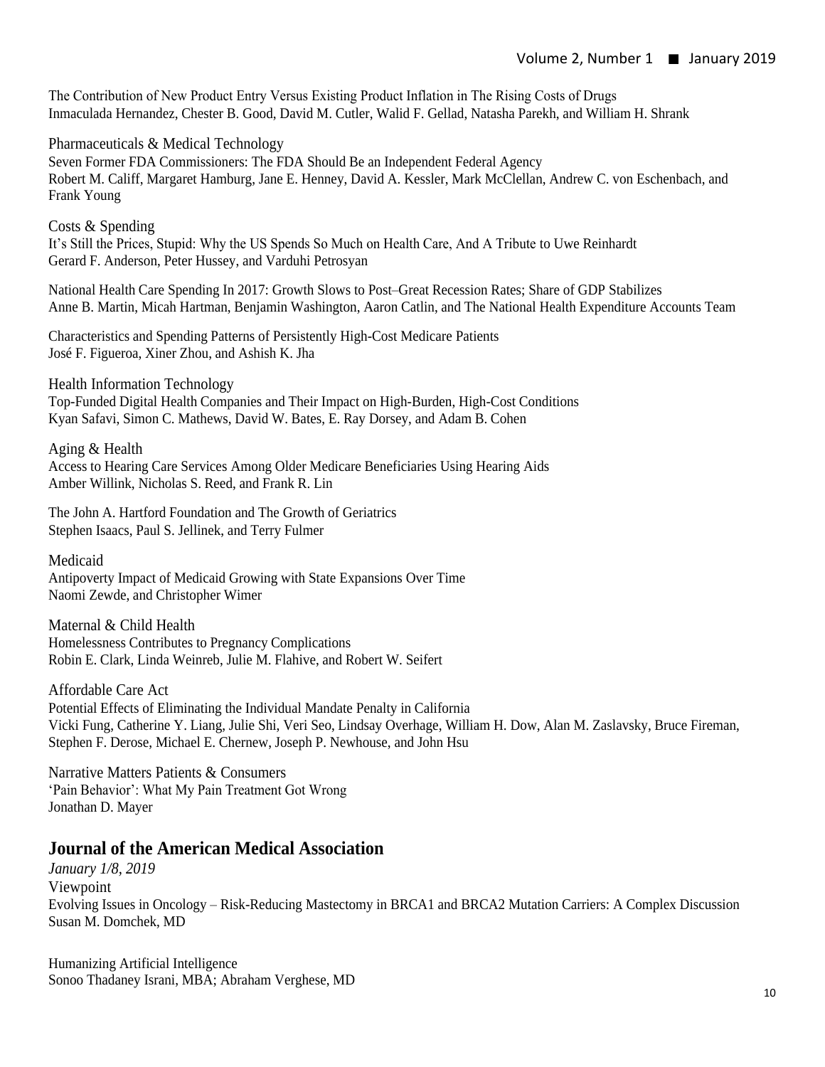The Contribution of New Product Entry Versus Existing Product Inflation in The Rising Costs of Drugs
Inmaculada Hernandez, Chester B. Good, David M. Cutler, Walid F. Gellad, Natasha Parekh, and William H. Shrank

Pharmaceuticals & Medical Technology
Seven Former FDA Commissioners: The FDA Should Be an Independent Federal Agency
Robert M. Califf, Margaret Hamburg, Jane E. Henney, David A. Kessler, Mark McClellan, Andrew C. von Eschenbach, and Frank Young

Costs & Spending
It's Still the Prices, Stupid: Why the US Spends So Much on Health Care, And A Tribute to Uwe Reinhardt
Gerard F. Anderson, Peter Hussey, and Varduhi Petrosyan

National Health Care Spending In 2017: Growth Slows to Post–Great Recession Rates; Share of GDP Stabilizes
Anne B. Martin, Micah Hartman, Benjamin Washington, Aaron Catlin, and The National Health Expenditure Accounts Team

Characteristics and Spending Patterns of Persistently High-Cost Medicare Patients
José F. Figueroa, Xiner Zhou, and Ashish K. Jha

Health Information Technology
Top-Funded Digital Health Companies and Their Impact on High-Burden, High-Cost Conditions
Kyan Safavi, Simon C. Mathews, David W. Bates, E. Ray Dorsey, and Adam B. Cohen

Aging & Health
Access to Hearing Care Services Among Older Medicare Beneficiaries Using Hearing Aids
Amber Willink, Nicholas S. Reed, and Frank R. Lin

The John A. Hartford Foundation and The Growth of Geriatrics
Stephen Isaacs, Paul S. Jellinek, and Terry Fulmer

Medicaid
Antipoverty Impact of Medicaid Growing with State Expansions Over Time
Naomi Zewde, and Christopher Wimer

Maternal & Child Health
Homelessness Contributes to Pregnancy Complications
Robin E. Clark, Linda Weinreb, Julie M. Flahive, and Robert W. Seifert

Affordable Care Act
Potential Effects of Eliminating the Individual Mandate Penalty in California
Vicki Fung, Catherine Y. Liang, Julie Shi, Veri Seo, Lindsay Overhage, William H. Dow, Alan M. Zaslavsky, Bruce Fireman, Stephen F. Derose, Michael E. Chernew, Joseph P. Newhouse, and John Hsu

Narrative Matters Patients & Consumers
'Pain Behavior': What My Pain Treatment Got Wrong
Jonathan D. Mayer

## Journal of the American Medical Association

*January 1/8, 2019*

Viewpoint
Evolving Issues in Oncology – Risk-Reducing Mastectomy in BRCA1 and BRCA2 Mutation Carriers: A Complex Discussion
Susan M. Domchek, MD

Humanizing Artificial Intelligence
Sonoo Thadaney Israni, MBA; Abraham Verghese, MD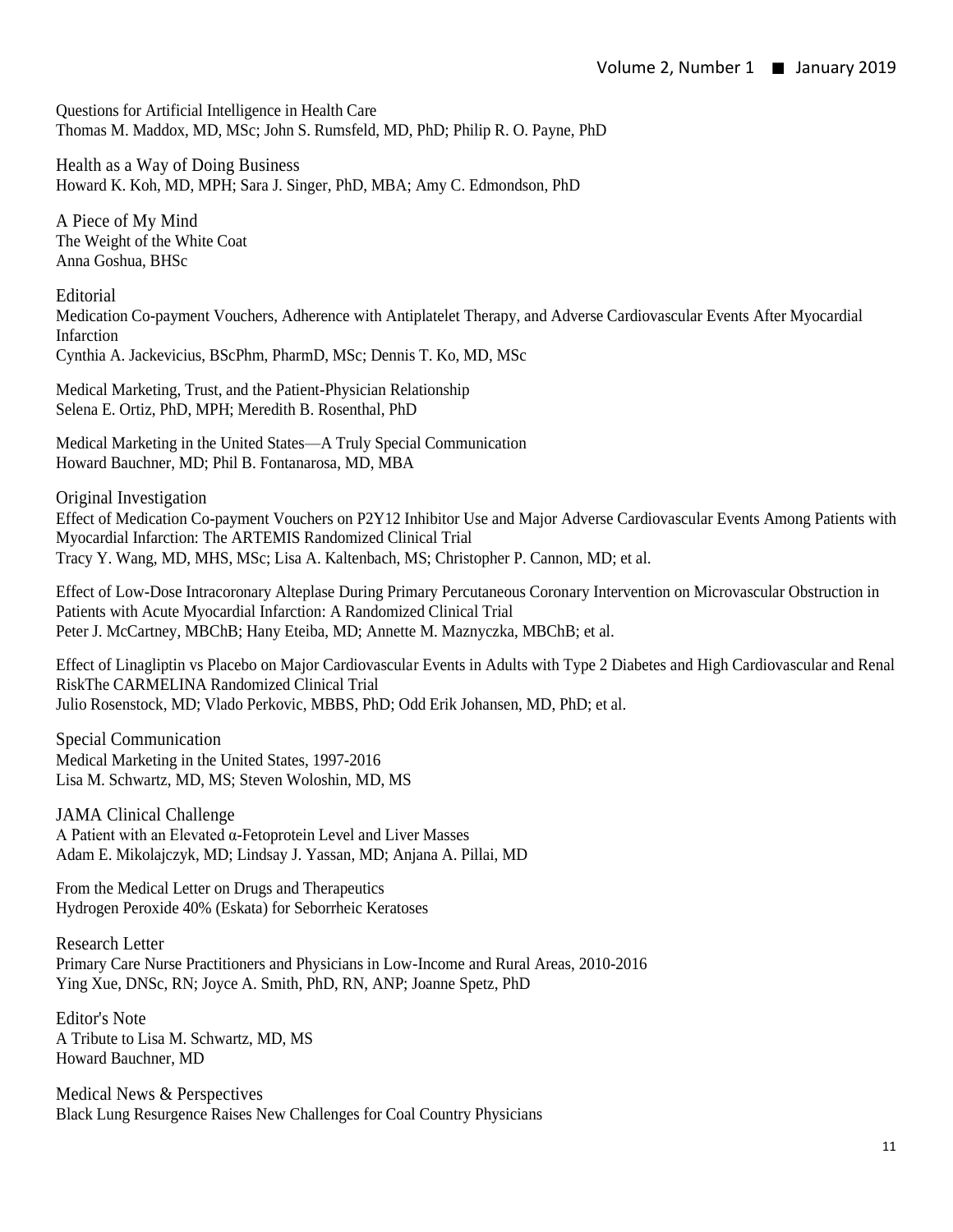Questions for Artificial Intelligence in Health Care
Thomas M. Maddox, MD, MSc; John S. Rumsfeld, MD, PhD; Philip R. O. Payne, PhD

Health as a Way of Doing Business
Howard K. Koh, MD, MPH; Sara J. Singer, PhD, MBA; Amy C. Edmondson, PhD

## A Piece of My Mind

The Weight of the White Coat
Anna Goshua, BHSc

## Editorial

Medication Co-payment Vouchers, Adherence with Antiplatelet Therapy, and Adverse Cardiovascular Events After Myocardial Infarction
Cynthia A. Jackevicius, BScPhm, PharmD, MSc; Dennis T. Ko, MD, MSc

Medical Marketing, Trust, and the Patient-Physician Relationship
Selena E. Ortiz, PhD, MPH; Meredith B. Rosenthal, PhD

Medical Marketing in the United States—A Truly Special Communication
Howard Bauchner, MD; Phil B. Fontanarosa, MD, MBA

## Original Investigation

Effect of Medication Co-payment Vouchers on P2Y12 Inhibitor Use and Major Adverse Cardiovascular Events Among Patients with Myocardial Infarction: The ARTEMIS Randomized Clinical Trial
Tracy Y. Wang, MD, MHS, MSc; Lisa A. Kaltenbach, MS; Christopher P. Cannon, MD; et al.

Effect of Low-Dose Intracoronary Alteplase During Primary Percutaneous Coronary Intervention on Microvascular Obstruction in Patients with Acute Myocardial Infarction: A Randomized Clinical Trial
Peter J. McCartney, MBChB; Hany Eteiba, MD; Annette M. Maznyczka, MBChB; et al.

Effect of Linagliptin vs Placebo on Major Cardiovascular Events in Adults with Type 2 Diabetes and High Cardiovascular and Renal RiskThe CARMELINA Randomized Clinical Trial
Julio Rosenstock, MD; Vlado Perkovic, MBBS, PhD; Odd Erik Johansen, MD, PhD; et al.

## Special Communication

Medical Marketing in the United States, 1997-2016
Lisa M. Schwartz, MD, MS; Steven Woloshin, MD, MS

## JAMA Clinical Challenge

A Patient with an Elevated α-Fetoprotein Level and Liver Masses
Adam E. Mikolajczyk, MD; Lindsay J. Yassan, MD; Anjana A. Pillai, MD

## From the Medical Letter on Drugs and Therapeutics

Hydrogen Peroxide 40% (Eskata) for Seborrheic Keratoses

## Research Letter

Primary Care Nurse Practitioners and Physicians in Low-Income and Rural Areas, 2010-2016
Ying Xue, DNSc, RN; Joyce A. Smith, PhD, RN, ANP; Joanne Spetz, PhD

## Editor's Note

A Tribute to Lisa M. Schwartz, MD, MS
Howard Bauchner, MD

## Medical News & Perspectives

Black Lung Resurgence Raises New Challenges for Coal Country Physicians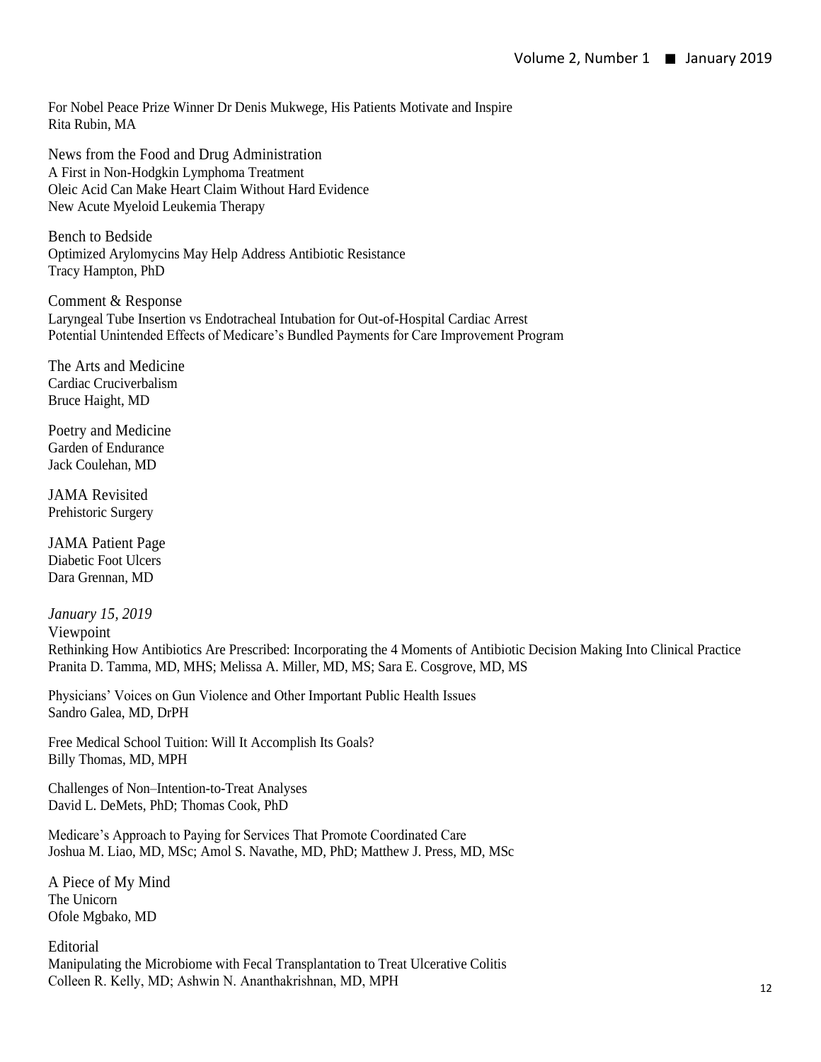For Nobel Peace Prize Winner Dr Denis Mukwege, His Patients Motivate and Inspire
Rita Rubin, MA

### News from the Food and Drug Administration

A First in Non-Hodgkin Lymphoma Treatment
Oleic Acid Can Make Heart Claim Without Hard Evidence
New Acute Myeloid Leukemia Therapy

### Bench to Bedside

Optimized Arylomycins May Help Address Antibiotic Resistance
Tracy Hampton, PhD

### Comment & Response

Laryngeal Tube Insertion vs Endotracheal Intubation for Out-of-Hospital Cardiac Arrest
Potential Unintended Effects of Medicare's Bundled Payments for Care Improvement Program

### The Arts and Medicine

Cardiac Cruciverbalism
Bruce Haight, MD

### Poetry and Medicine

Garden of Endurance
Jack Coulehan, MD

### JAMA Revisited

Prehistoric Surgery

### JAMA Patient Page

Diabetic Foot Ulcers
Dara Grennan, MD

## *January 15, 2019*

### Viewpoint

Rethinking How Antibiotics Are Prescribed: Incorporating the 4 Moments of Antibiotic Decision Making Into Clinical Practice
Pranita D. Tamma, MD, MHS; Melissa A. Miller, MD, MS; Sara E. Cosgrove, MD, MS

Physicians' Voices on Gun Violence and Other Important Public Health Issues
Sandro Galea, MD, DrPH

Free Medical School Tuition: Will It Accomplish Its Goals?
Billy Thomas, MD, MPH

Challenges of Non–Intention-to-Treat Analyses
David L. DeMets, PhD; Thomas Cook, PhD

Medicare's Approach to Paying for Services That Promote Coordinated Care
Joshua M. Liao, MD, MSc; Amol S. Navathe, MD, PhD; Matthew J. Press, MD, MSc

### A Piece of My Mind

The Unicorn
Ofole Mgbako, MD

### Editorial

Manipulating the Microbiome with Fecal Transplantation to Treat Ulcerative Colitis
Colleen R. Kelly, MD; Ashwin N. Ananthakrishnan, MD, MPH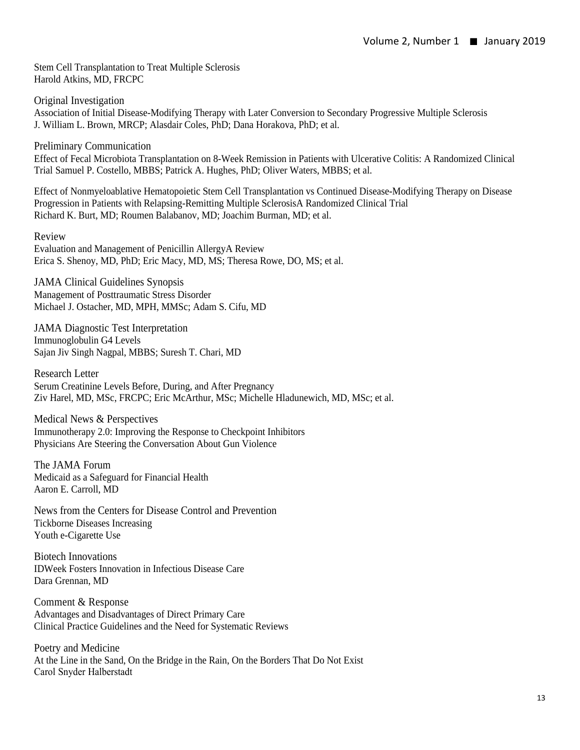Stem Cell Transplantation to Treat Multiple Sclerosis
Harold Atkins, MD, FRCPC

## Original Investigation

Association of Initial Disease-Modifying Therapy with Later Conversion to Secondary Progressive Multiple Sclerosis
J. William L. Brown, MRCP; Alasdair Coles, PhD; Dana Horakova, PhD; et al.

## Preliminary Communication

Effect of Fecal Microbiota Transplantation on 8-Week Remission in Patients with Ulcerative Colitis: A Randomized Clinical Trial Samuel P. Costello, MBBS; Patrick A. Hughes, PhD; Oliver Waters, MBBS; et al.

Effect of Nonmyeloablative Hematopoietic Stem Cell Transplantation vs Continued Disease-Modifying Therapy on Disease Progression in Patients with Relapsing-Remitting Multiple SclerosisA Randomized Clinical Trial
Richard K. Burt, MD; Roumen Balabanov, MD; Joachim Burman, MD; et al.

## Review

Evaluation and Management of Penicillin AllergyA Review
Erica S. Shenoy, MD, PhD; Eric Macy, MD, MS; Theresa Rowe, DO, MS; et al.

## JAMA Clinical Guidelines Synopsis

Management of Posttraumatic Stress Disorder
Michael J. Ostacher, MD, MPH, MMSc; Adam S. Cifu, MD

## JAMA Diagnostic Test Interpretation

Immunoglobulin G4 Levels
Sajan Jiv Singh Nagpal, MBBS; Suresh T. Chari, MD

## Research Letter

Serum Creatinine Levels Before, During, and After Pregnancy
Ziv Harel, MD, MSc, FRCPC; Eric McArthur, MSc; Michelle Hladunewich, MD, MSc; et al.

## Medical News & Perspectives

Immunotherapy 2.0: Improving the Response to Checkpoint Inhibitors
Physicians Are Steering the Conversation About Gun Violence

## The JAMA Forum

Medicaid as a Safeguard for Financial Health
Aaron E. Carroll, MD

## News from the Centers for Disease Control and Prevention

Tickborne Diseases Increasing
Youth e-Cigarette Use

## Biotech Innovations

IDWeek Fosters Innovation in Infectious Disease Care
Dara Grennan, MD

## Comment & Response

Advantages and Disadvantages of Direct Primary Care
Clinical Practice Guidelines and the Need for Systematic Reviews

## Poetry and Medicine

At the Line in the Sand, On the Bridge in the Rain, On the Borders That Do Not Exist
Carol Snyder Halberstadt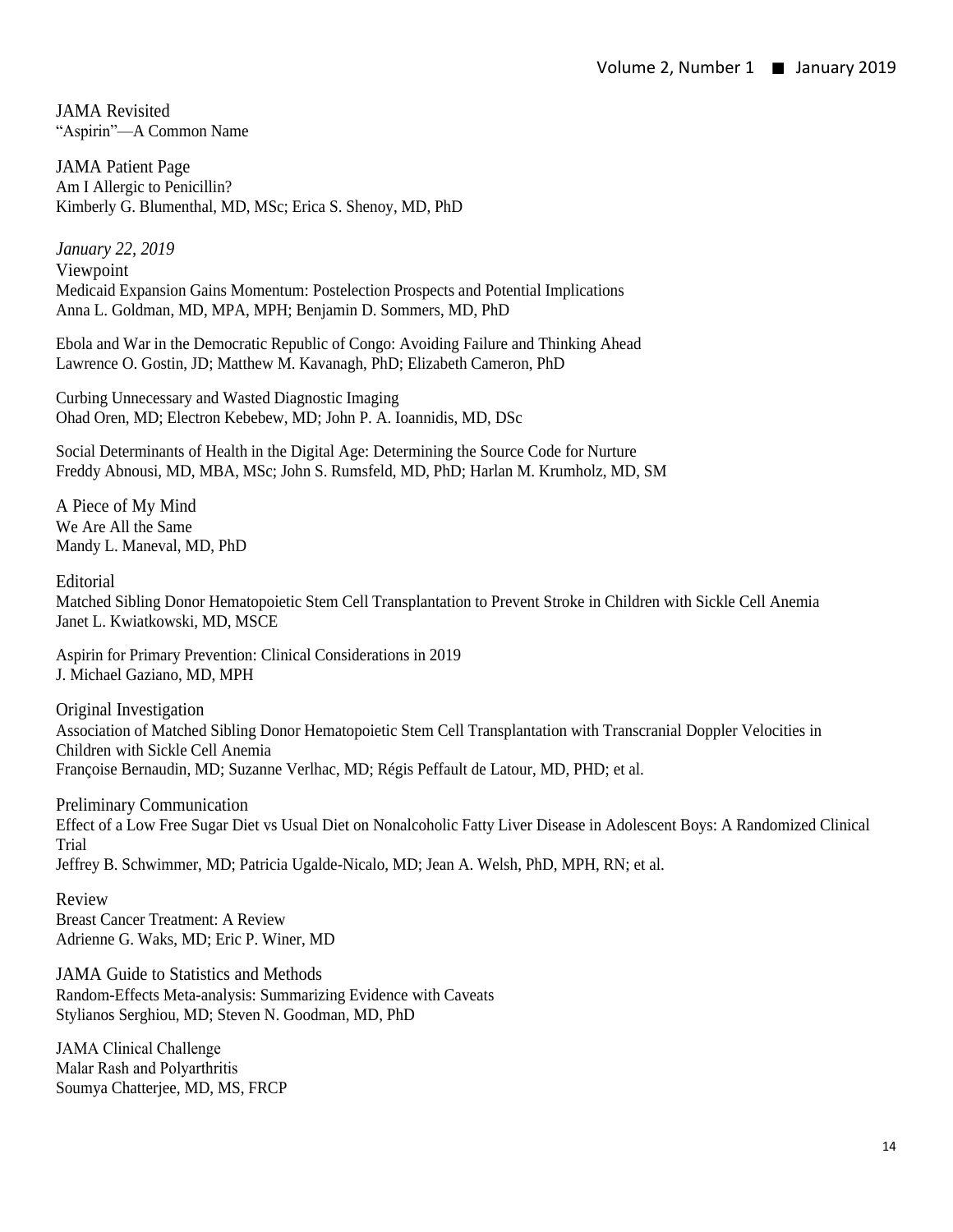JAMA Revisited

"Aspirin"—A Common Name

JAMA Patient Page

Am I Allergic to Penicillin?

Kimberly G. Blumenthal, MD, MSc; Erica S. Shenoy, MD, PhD

*January 22, 2019*

Viewpoint

Medicaid Expansion Gains Momentum: Postelection Prospects and Potential Implications

Anna L. Goldman, MD, MPA, MPH; Benjamin D. Sommers, MD, PhD

Ebola and War in the Democratic Republic of Congo: Avoiding Failure and Thinking Ahead

Lawrence O. Gostin, JD; Matthew M. Kavanagh, PhD; Elizabeth Cameron, PhD

Curbing Unnecessary and Wasted Diagnostic Imaging

Ohad Oren, MD; Electron Kebebew, MD; John P. A. Ioannidis, MD, DSc

Social Determinants of Health in the Digital Age: Determining the Source Code for Nurture

Freddy Abnousi, MD, MBA, MSc; John S. Rumsfeld, MD, PhD; Harlan M. Krumholz, MD, SM

A Piece of My Mind

We Are All the Same

Mandy L. Maneval, MD, PhD

Editorial

Matched Sibling Donor Hematopoietic Stem Cell Transplantation to Prevent Stroke in Children with Sickle Cell Anemia

Janet L. Kwiatkowski, MD, MSCE

Aspirin for Primary Prevention: Clinical Considerations in 2019

J. Michael Gaziano, MD, MPH

Original Investigation

Association of Matched Sibling Donor Hematopoietic Stem Cell Transplantation with Transcranial Doppler Velocities in Children with Sickle Cell Anemia

Françoise Bernaudin, MD; Suzanne Verlhac, MD; Régis Peffault de Latour, MD, PHD; et al.

Preliminary Communication

Effect of a Low Free Sugar Diet vs Usual Diet on Nonalcoholic Fatty Liver Disease in Adolescent Boys: A Randomized Clinical Trial

Jeffrey B. Schwimmer, MD; Patricia Ugalde-Nicalo, MD; Jean A. Welsh, PhD, MPH, RN; et al.

Review

Breast Cancer Treatment: A Review

Adrienne G. Waks, MD; Eric P. Winer, MD

JAMA Guide to Statistics and Methods

Random-Effects Meta-analysis: Summarizing Evidence with Caveats

Stylianos Serghiou, MD; Steven N. Goodman, MD, PhD

JAMA Clinical Challenge

Malar Rash and Polyarthritis

Soumya Chatterjee, MD, MS, FRCP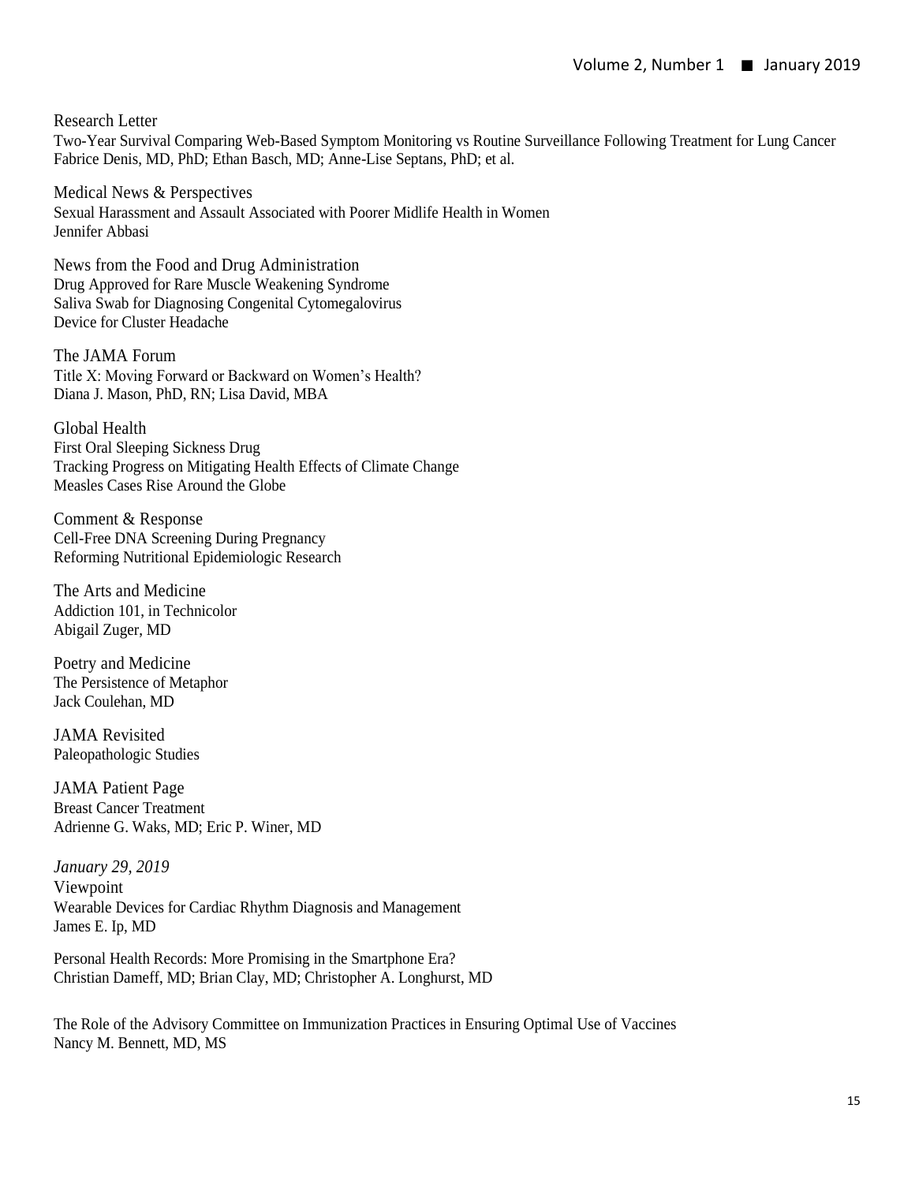Research Letter

Two-Year Survival Comparing Web-Based Symptom Monitoring vs Routine Surveillance Following Treatment for Lung Cancer
Fabrice Denis, MD, PhD; Ethan Basch, MD; Anne-Lise Septans, PhD; et al.

Medical News & Perspectives

Sexual Harassment and Assault Associated with Poorer Midlife Health in Women
Jennifer Abbasi

News from the Food and Drug Administration

Drug Approved for Rare Muscle Weakening Syndrome
Saliva Swab for Diagnosing Congenital Cytomegalovirus
Device for Cluster Headache

The JAMA Forum

Title X: Moving Forward or Backward on Women's Health?
Diana J. Mason, PhD, RN; Lisa David, MBA

Global Health

First Oral Sleeping Sickness Drug
Tracking Progress on Mitigating Health Effects of Climate Change
Measles Cases Rise Around the Globe

Comment & Response

Cell-Free DNA Screening During Pregnancy
Reforming Nutritional Epidemiologic Research

The Arts and Medicine

Addiction 101, in Technicolor
Abigail Zuger, MD

Poetry and Medicine

The Persistence of Metaphor
Jack Coulehan, MD

JAMA Revisited

Paleopathologic Studies

JAMA Patient Page

Breast Cancer Treatment
Adrienne G. Waks, MD; Eric P. Winer, MD

*January 29, 2019*

Viewpoint

Wearable Devices for Cardiac Rhythm Diagnosis and Management
James E. Ip, MD

Personal Health Records: More Promising in the Smartphone Era?
Christian Dameff, MD; Brian Clay, MD; Christopher A. Longhurst, MD

The Role of the Advisory Committee on Immunization Practices in Ensuring Optimal Use of Vaccines
Nancy M. Bennett, MD, MS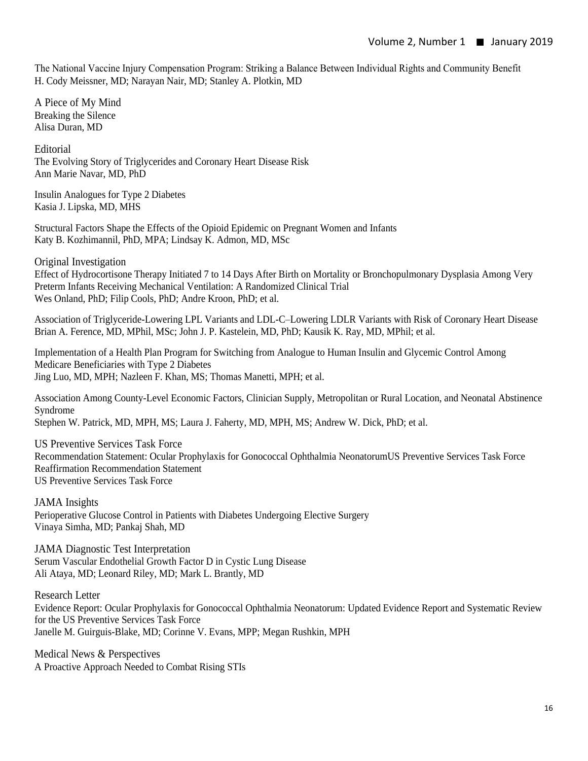The National Vaccine Injury Compensation Program: Striking a Balance Between Individual Rights and Community Benefit
H. Cody Meissner, MD; Narayan Nair, MD; Stanley A. Plotkin, MD

## A Piece of My Mind

Breaking the Silence
Alisa Duran, MD

## Editorial

The Evolving Story of Triglycerides and Coronary Heart Disease Risk
Ann Marie Navar, MD, PhD

Insulin Analogues for Type 2 Diabetes
Kasia J. Lipska, MD, MHS

Structural Factors Shape the Effects of the Opioid Epidemic on Pregnant Women and Infants
Katy B. Kozhimannil, PhD, MPA; Lindsay K. Admon, MD, MSc

## Original Investigation

Effect of Hydrocortisone Therapy Initiated 7 to 14 Days After Birth on Mortality or Bronchopulmonary Dysplasia Among Very Preterm Infants Receiving Mechanical Ventilation: A Randomized Clinical Trial
Wes Onland, PhD; Filip Cools, PhD; Andre Kroon, PhD; et al.

Association of Triglyceride-Lowering LPL Variants and LDL-C–Lowering LDLR Variants with Risk of Coronary Heart Disease
Brian A. Ference, MD, MPhil, MSc; John J. P. Kastelein, MD, PhD; Kausik K. Ray, MD, MPhil; et al.

Implementation of a Health Plan Program for Switching from Analogue to Human Insulin and Glycemic Control Among Medicare Beneficiaries with Type 2 Diabetes
Jing Luo, MD, MPH; Nazleen F. Khan, MS; Thomas Manetti, MPH; et al.

Association Among County-Level Economic Factors, Clinician Supply, Metropolitan or Rural Location, and Neonatal Abstinence Syndrome
Stephen W. Patrick, MD, MPH, MS; Laura J. Faherty, MD, MPH, MS; Andrew W. Dick, PhD; et al.

## US Preventive Services Task Force

Recommendation Statement: Ocular Prophylaxis for Gonococcal Ophthalmia NeonatorumUS Preventive Services Task Force Reaffirmation Recommendation Statement
US Preventive Services Task Force

## JAMA Insights

Perioperative Glucose Control in Patients with Diabetes Undergoing Elective Surgery
Vinaya Simha, MD; Pankaj Shah, MD

## JAMA Diagnostic Test Interpretation

Serum Vascular Endothelial Growth Factor D in Cystic Lung Disease
Ali Ataya, MD; Leonard Riley, MD; Mark L. Brantly, MD

## Research Letter

Evidence Report: Ocular Prophylaxis for Gonococcal Ophthalmia Neonatorum: Updated Evidence Report and Systematic Review for the US Preventive Services Task Force
Janelle M. Guirguis-Blake, MD; Corinne V. Evans, MPP; Megan Rushkin, MPH

## Medical News & Perspectives

A Proactive Approach Needed to Combat Rising STIs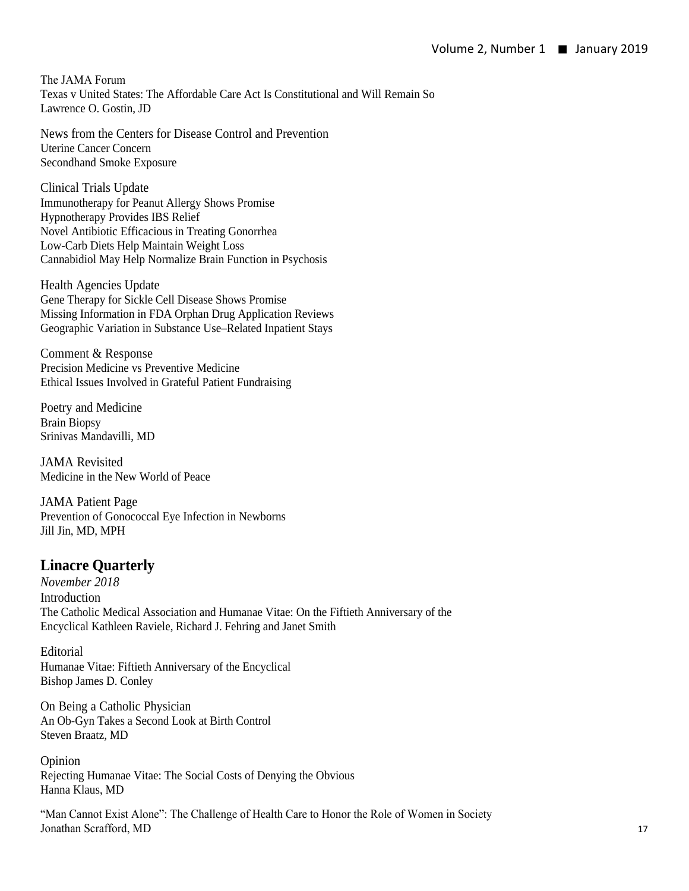The JAMA Forum
Texas v United States: The Affordable Care Act Is Constitutional and Will Remain So
Lawrence O. Gostin, JD

News from the Centers for Disease Control and Prevention
Uterine Cancer Concern
Secondhand Smoke Exposure

Clinical Trials Update
Immunotherapy for Peanut Allergy Shows Promise
Hypnotherapy Provides IBS Relief
Novel Antibiotic Efficacious in Treating Gonorrhea
Low-Carb Diets Help Maintain Weight Loss
Cannabidiol May Help Normalize Brain Function in Psychosis

Health Agencies Update
Gene Therapy for Sickle Cell Disease Shows Promise
Missing Information in FDA Orphan Drug Application Reviews
Geographic Variation in Substance Use–Related Inpatient Stays

Comment & Response
Precision Medicine vs Preventive Medicine
Ethical Issues Involved in Grateful Patient Fundraising

Poetry and Medicine
Brain Biopsy
Srinivas Mandavilli, MD

JAMA Revisited
Medicine in the New World of Peace

JAMA Patient Page
Prevention of Gonococcal Eye Infection in Newborns
Jill Jin, MD, MPH

## Linacre Quarterly

*November 2018*

Introduction
The Catholic Medical Association and Humanae Vitae: On the Fiftieth Anniversary of the Encyclical Kathleen Raviele, Richard J. Fehring and Janet Smith

Editorial
Humanae Vitae: Fiftieth Anniversary of the Encyclical
Bishop James D. Conley

On Being a Catholic Physician
An Ob-Gyn Takes a Second Look at Birth Control
Steven Braatz, MD

Opinion
Rejecting Humanae Vitae: The Social Costs of Denying the Obvious
Hanna Klaus, MD

"Man Cannot Exist Alone": The Challenge of Health Care to Honor the Role of Women in Society
Jonathan Scrafford, MD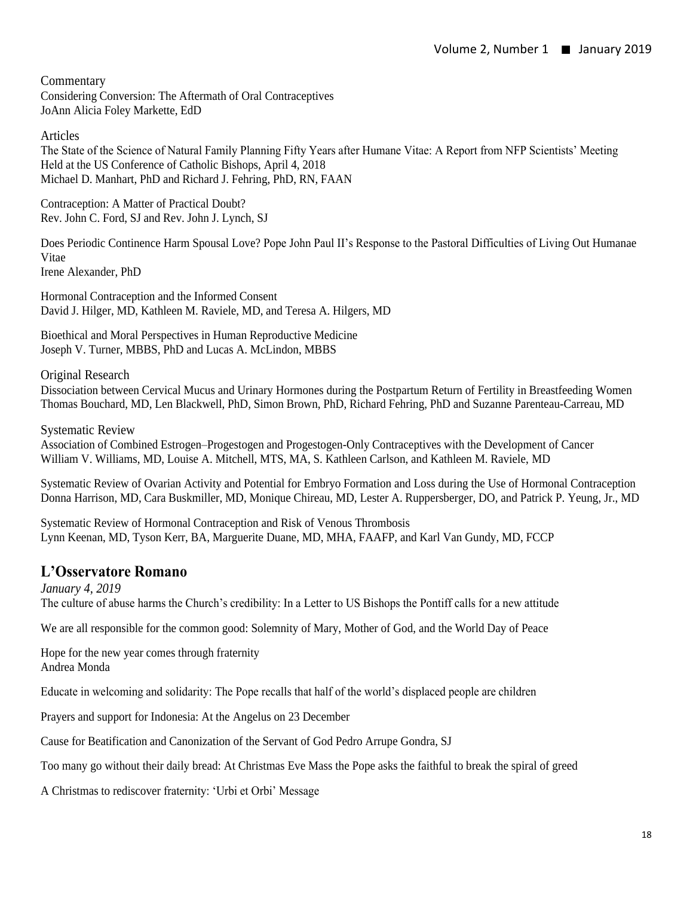Commentary

Considering Conversion: The Aftermath of Oral Contraceptives
JoAnn Alicia Foley Markette, EdD

Articles

The State of the Science of Natural Family Planning Fifty Years after Humane Vitae: A Report from NFP Scientists' Meeting Held at the US Conference of Catholic Bishops, April 4, 2018
Michael D. Manhart, PhD and Richard J. Fehring, PhD, RN, FAAN

Contraception: A Matter of Practical Doubt?
Rev. John C. Ford, SJ and Rev. John J. Lynch, SJ

Does Periodic Continence Harm Spousal Love? Pope John Paul II's Response to the Pastoral Difficulties of Living Out Humanae Vitae
Irene Alexander, PhD

Hormonal Contraception and the Informed Consent
David J. Hilger, MD, Kathleen M. Raviele, MD, and Teresa A. Hilgers, MD

Bioethical and Moral Perspectives in Human Reproductive Medicine
Joseph V. Turner, MBBS, PhD and Lucas A. McLindon, MBBS

Original Research

Dissociation between Cervical Mucus and Urinary Hormones during the Postpartum Return of Fertility in Breastfeeding Women
Thomas Bouchard, MD, Len Blackwell, PhD, Simon Brown, PhD, Richard Fehring, PhD and Suzanne Parenteau-Carreau, MD

Systematic Review

Association of Combined Estrogen–Progestogen and Progestogen-Only Contraceptives with the Development of Cancer
William V. Williams, MD, Louise A. Mitchell, MTS, MA, S. Kathleen Carlson, and Kathleen M. Raviele, MD

Systematic Review of Ovarian Activity and Potential for Embryo Formation and Loss during the Use of Hormonal Contraception
Donna Harrison, MD, Cara Buskmiller, MD, Monique Chireau, MD, Lester A. Ruppersberger, DO, and Patrick P. Yeung, Jr., MD

Systematic Review of Hormonal Contraception and Risk of Venous Thrombosis
Lynn Keenan, MD, Tyson Kerr, BA, Marguerite Duane, MD, MHA, FAAFP, and Karl Van Gundy, MD, FCCP

## L'Osservatore Romano

*January 4, 2019*

The culture of abuse harms the Church's credibility: In a Letter to US Bishops the Pontiff calls for a new attitude

We are all responsible for the common good: Solemnity of Mary, Mother of God, and the World Day of Peace

Hope for the new year comes through fraternity
Andrea Monda

Educate in welcoming and solidarity: The Pope recalls that half of the world's displaced people are children

Prayers and support for Indonesia: At the Angelus on 23 December

Cause for Beatification and Canonization of the Servant of God Pedro Arrupe Gondra, SJ

Too many go without their daily bread: At Christmas Eve Mass the Pope asks the faithful to break the spiral of greed

A Christmas to rediscover fraternity: 'Urbi et Orbi' Message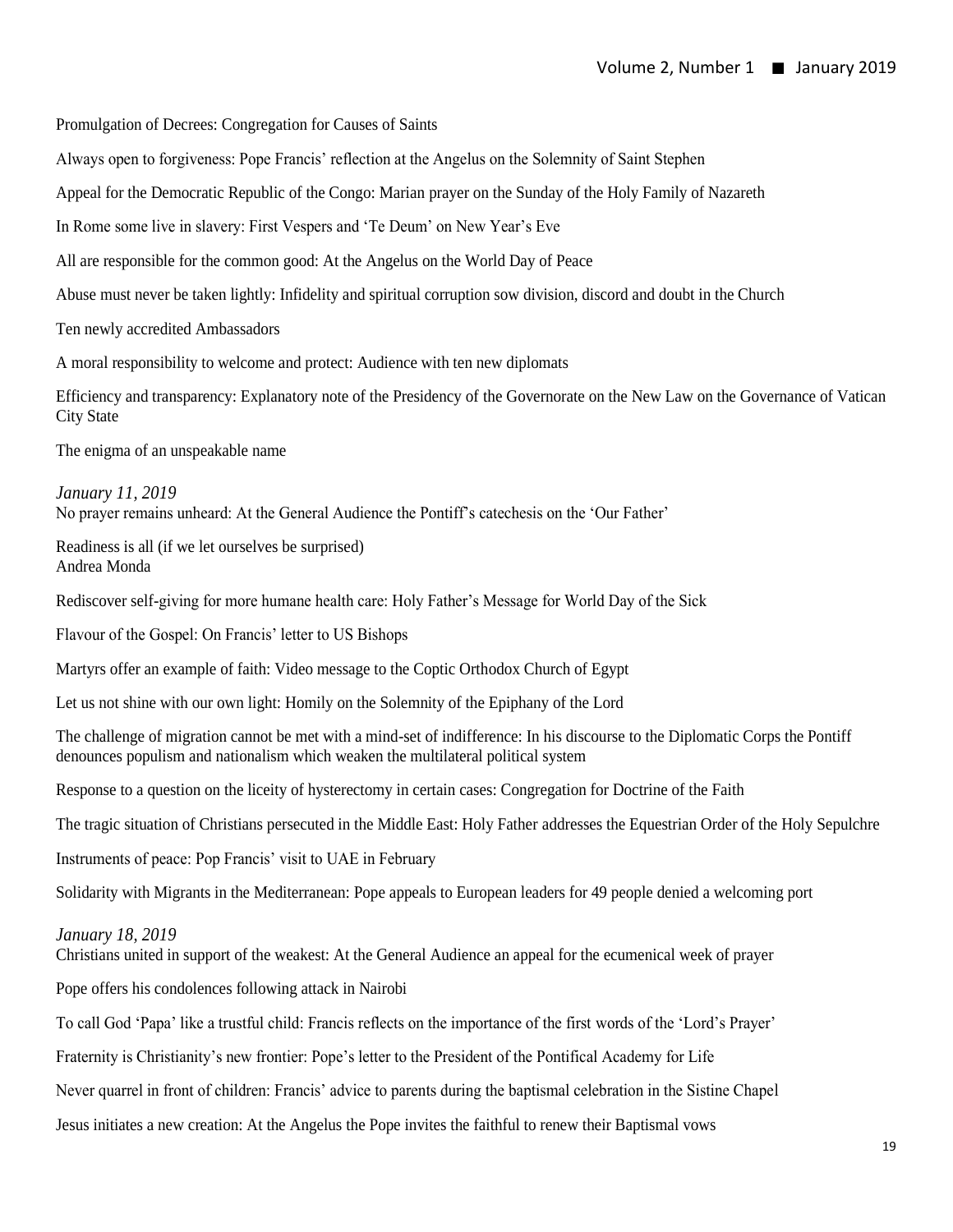Promulgation of Decrees: Congregation for Causes of Saints

Always open to forgiveness: Pope Francis' reflection at the Angelus on the Solemnity of Saint Stephen

Appeal for the Democratic Republic of the Congo: Marian prayer on the Sunday of the Holy Family of Nazareth

In Rome some live in slavery: First Vespers and 'Te Deum' on New Year's Eve

All are responsible for the common good: At the Angelus on the World Day of Peace

Abuse must never be taken lightly: Infidelity and spiritual corruption sow division, discord and doubt in the Church

Ten newly accredited Ambassadors

A moral responsibility to welcome and protect: Audience with ten new diplomats

Efficiency and transparency: Explanatory note of the Presidency of the Governorate on the New Law on the Governance of Vatican City State

The enigma of an unspeakable name

*January 11, 2019*
No prayer remains unheard: At the General Audience the Pontiff's catechesis on the 'Our Father'

Readiness is all (if we let ourselves be surprised)
Andrea Monda

Rediscover self-giving for more humane health care: Holy Father's Message for World Day of the Sick

Flavour of the Gospel: On Francis' letter to US Bishops

Martyrs offer an example of faith: Video message to the Coptic Orthodox Church of Egypt

Let us not shine with our own light: Homily on the Solemnity of the Epiphany of the Lord

The challenge of migration cannot be met with a mind-set of indifference: In his discourse to the Diplomatic Corps the Pontiff denounces populism and nationalism which weaken the multilateral political system

Response to a question on the liceity of hysterectomy in certain cases: Congregation for Doctrine of the Faith

The tragic situation of Christians persecuted in the Middle East: Holy Father addresses the Equestrian Order of the Holy Sepulchre

Instruments of peace: Pop Francis' visit to UAE in February

Solidarity with Migrants in the Mediterranean: Pope appeals to European leaders for 49 people denied a welcoming port

*January 18, 2019*
Christians united in support of the weakest: At the General Audience an appeal for the ecumenical week of prayer

Pope offers his condolences following attack in Nairobi

To call God 'Papa' like a trustful child: Francis reflects on the importance of the first words of the 'Lord's Prayer'

Fraternity is Christianity's new frontier: Pope's letter to the President of the Pontifical Academy for Life

Never quarrel in front of children: Francis' advice to parents during the baptismal celebration in the Sistine Chapel

Jesus initiates a new creation: At the Angelus the Pope invites the faithful to renew their Baptismal vows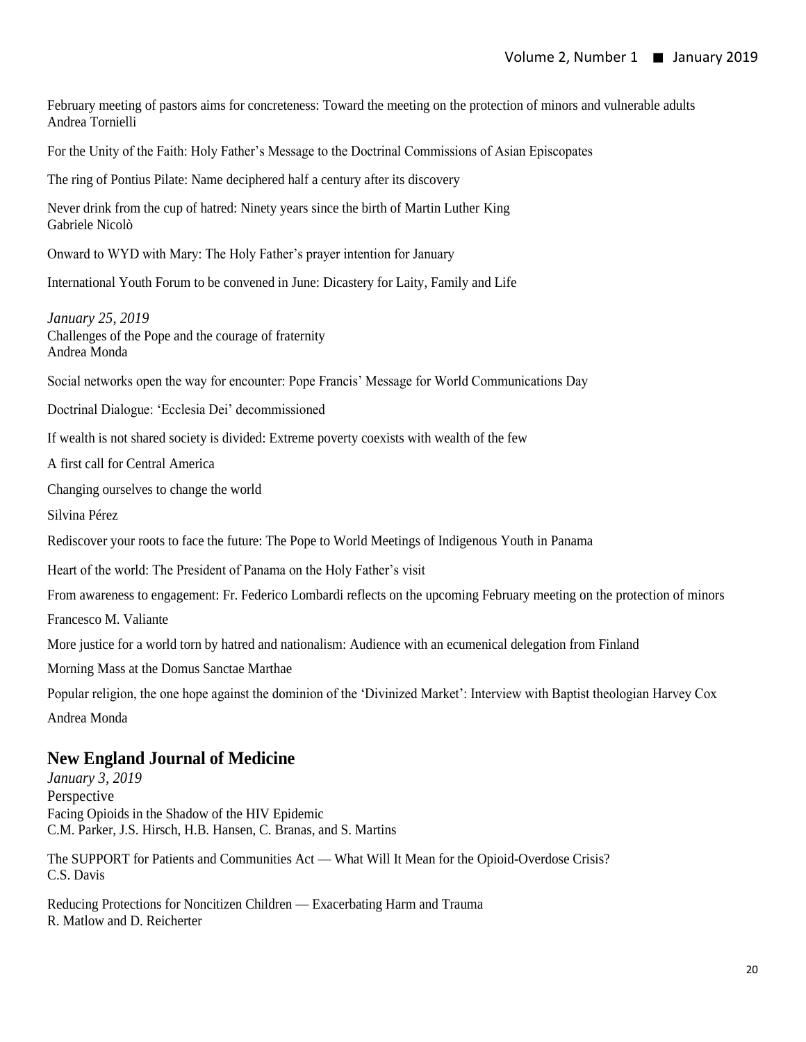February meeting of pastors aims for concreteness: Toward the meeting on the protection of minors and vulnerable adults
Andrea Tornielli

For the Unity of the Faith: Holy Father's Message to the Doctrinal Commissions of Asian Episcopates

The ring of Pontius Pilate: Name deciphered half a century after its discovery

Never drink from the cup of hatred: Ninety years since the birth of Martin Luther King
Gabriele Nicolò

Onward to WYD with Mary: The Holy Father's prayer intention for January

International Youth Forum to be convened in June: Dicastery for Laity, Family and Life

*January 25, 2019*
Challenges of the Pope and the courage of fraternity
Andrea Monda

Social networks open the way for encounter: Pope Francis' Message for World Communications Day

Doctrinal Dialogue: 'Ecclesia Dei' decommissioned

If wealth is not shared society is divided: Extreme poverty coexists with wealth of the few

A first call for Central America

Changing ourselves to change the world

Silvina Pérez

Rediscover your roots to face the future: The Pope to World Meetings of Indigenous Youth in Panama

Heart of the world: The President of Panama on the Holy Father's visit

From awareness to engagement: Fr. Federico Lombardi reflects on the upcoming February meeting on the protection of minors

Francesco M. Valiante

More justice for a world torn by hatred and nationalism: Audience with an ecumenical delegation from Finland

Morning Mass at the Domus Sanctae Marthae

Popular religion, the one hope against the dominion of the 'Divinized Market': Interview with Baptist theologian Harvey Cox

Andrea Monda

## New England Journal of Medicine

*January 3, 2019*
Perspective
Facing Opioids in the Shadow of the HIV Epidemic
C.M. Parker, J.S. Hirsch, H.B. Hansen, C. Branas, and S. Martins

The SUPPORT for Patients and Communities Act — What Will It Mean for the Opioid-Overdose Crisis?
C.S. Davis

Reducing Protections for Noncitizen Children — Exacerbating Harm and Trauma
R. Matlow and D. Reicherter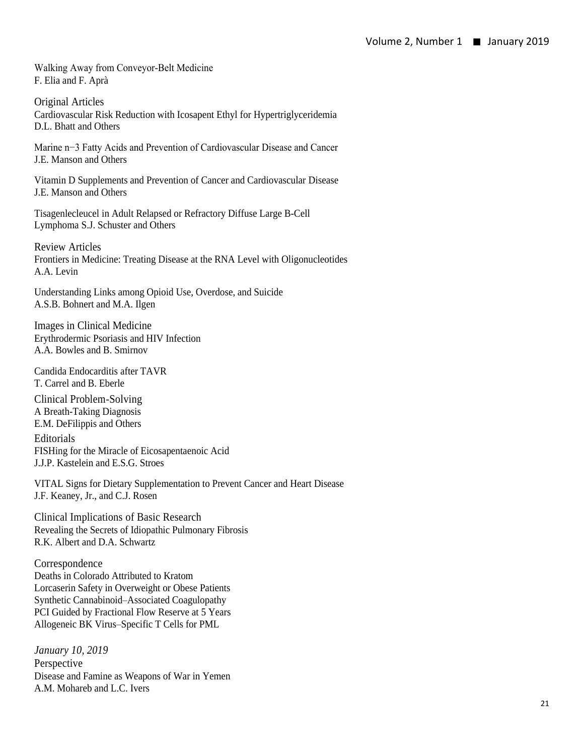Walking Away from Conveyor-Belt Medicine
F. Elia and F. Aprà

## Original Articles

Cardiovascular Risk Reduction with Icosapent Ethyl for Hypertriglyceridemia
D.L. Bhatt and Others

Marine n−3 Fatty Acids and Prevention of Cardiovascular Disease and Cancer
J.E. Manson and Others

Vitamin D Supplements and Prevention of Cancer and Cardiovascular Disease
J.E. Manson and Others

Tisagenlecleucel in Adult Relapsed or Refractory Diffuse Large B-Cell Lymphoma S.J. Schuster and Others

## Review Articles

Frontiers in Medicine: Treating Disease at the RNA Level with Oligonucleotides
A.A. Levin

Understanding Links among Opioid Use, Overdose, and Suicide
A.S.B. Bohnert and M.A. Ilgen

## Images in Clinical Medicine

Erythrodermic Psoriasis and HIV Infection
A.A. Bowles and B. Smirnov

Candida Endocarditis after TAVR
T. Carrel and B. Eberle

## Clinical Problem-Solving

A Breath-Taking Diagnosis
E.M. DeFilippis and Others

## Editorials

FISHing for the Miracle of Eicosapentaenoic Acid
J.J.P. Kastelein and E.S.G. Stroes

VITAL Signs for Dietary Supplementation to Prevent Cancer and Heart Disease
J.F. Keaney, Jr., and C.J. Rosen

## Clinical Implications of Basic Research

Revealing the Secrets of Idiopathic Pulmonary Fibrosis
R.K. Albert and D.A. Schwartz

## Correspondence

Deaths in Colorado Attributed to Kratom
Lorcaserin Safety in Overweight or Obese Patients
Synthetic Cannabinoid–Associated Coagulopathy
PCI Guided by Fractional Flow Reserve at 5 Years
Allogeneic BK Virus–Specific T Cells for PML

*January 10, 2019*

## Perspective

Disease and Famine as Weapons of War in Yemen
A.M. Mohareb and L.C. Ivers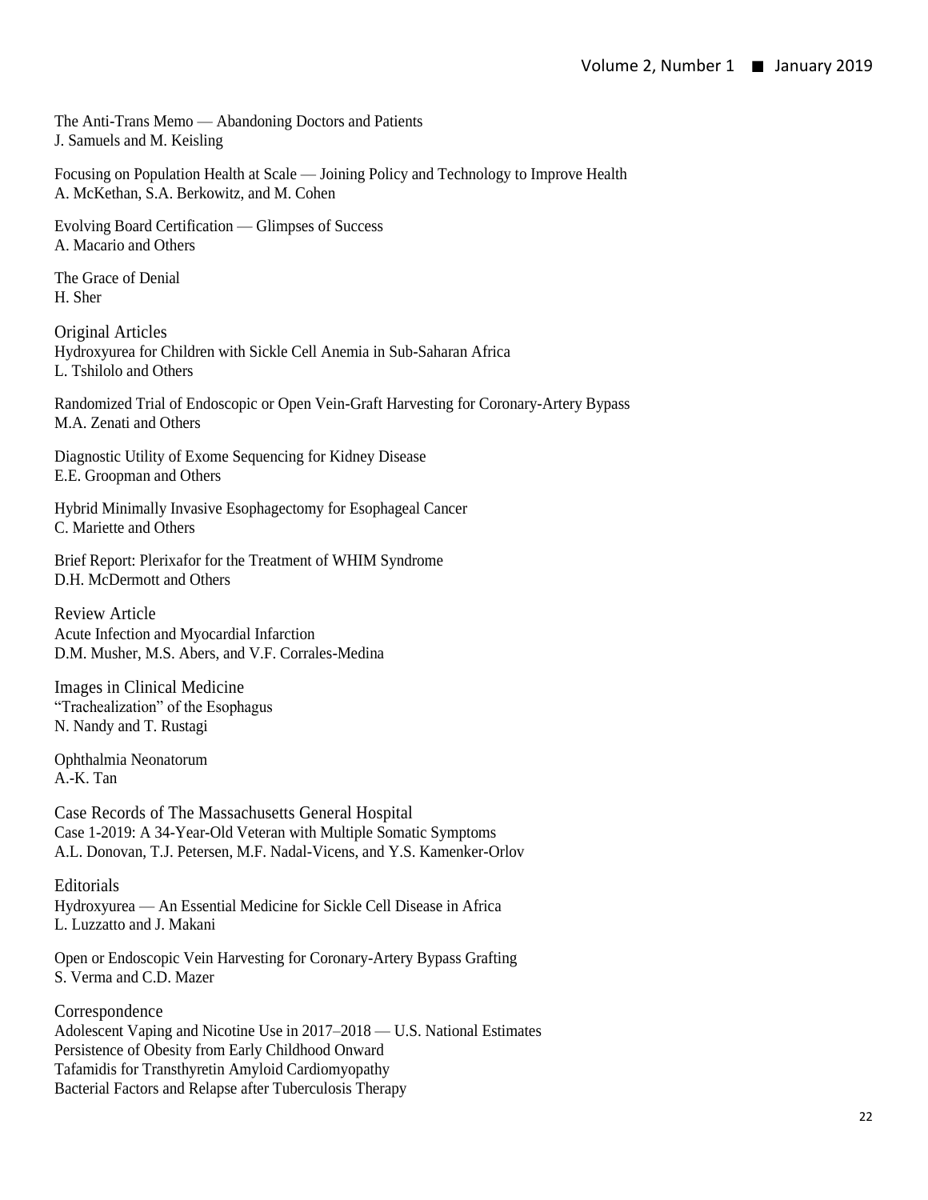The Anti-Trans Memo — Abandoning Doctors and Patients
J. Samuels and M. Keisling

Focusing on Population Health at Scale — Joining Policy and Technology to Improve Health
A. McKethan, S.A. Berkowitz, and M. Cohen

Evolving Board Certification — Glimpses of Success
A. Macario and Others

The Grace of Denial
H. Sher

## Original Articles

Hydroxyurea for Children with Sickle Cell Anemia in Sub-Saharan Africa
L. Tshilolo and Others

Randomized Trial of Endoscopic or Open Vein-Graft Harvesting for Coronary-Artery Bypass
M.A. Zenati and Others

Diagnostic Utility of Exome Sequencing for Kidney Disease
E.E. Groopman and Others

Hybrid Minimally Invasive Esophagectomy for Esophageal Cancer
C. Mariette and Others

Brief Report: Plerixafor for the Treatment of WHIM Syndrome
D.H. McDermott and Others

## Review Article

Acute Infection and Myocardial Infarction
D.M. Musher, M.S. Abers, and V.F. Corrales-Medina

## Images in Clinical Medicine

"Trachealization" of the Esophagus
N. Nandy and T. Rustagi

Ophthalmia Neonatorum
A.-K. Tan

## Case Records of The Massachusetts General Hospital

Case 1-2019: A 34-Year-Old Veteran with Multiple Somatic Symptoms
A.L. Donovan, T.J. Petersen, M.F. Nadal-Vicens, and Y.S. Kamenker-Orlov

## Editorials

Hydroxyurea — An Essential Medicine for Sickle Cell Disease in Africa
L. Luzzatto and J. Makani

Open or Endoscopic Vein Harvesting for Coronary-Artery Bypass Grafting
S. Verma and C.D. Mazer

## Correspondence

Adolescent Vaping and Nicotine Use in 2017–2018 — U.S. National Estimates
Persistence of Obesity from Early Childhood Onward
Tafamidis for Transthyretin Amyloid Cardiomyopathy
Bacterial Factors and Relapse after Tuberculosis Therapy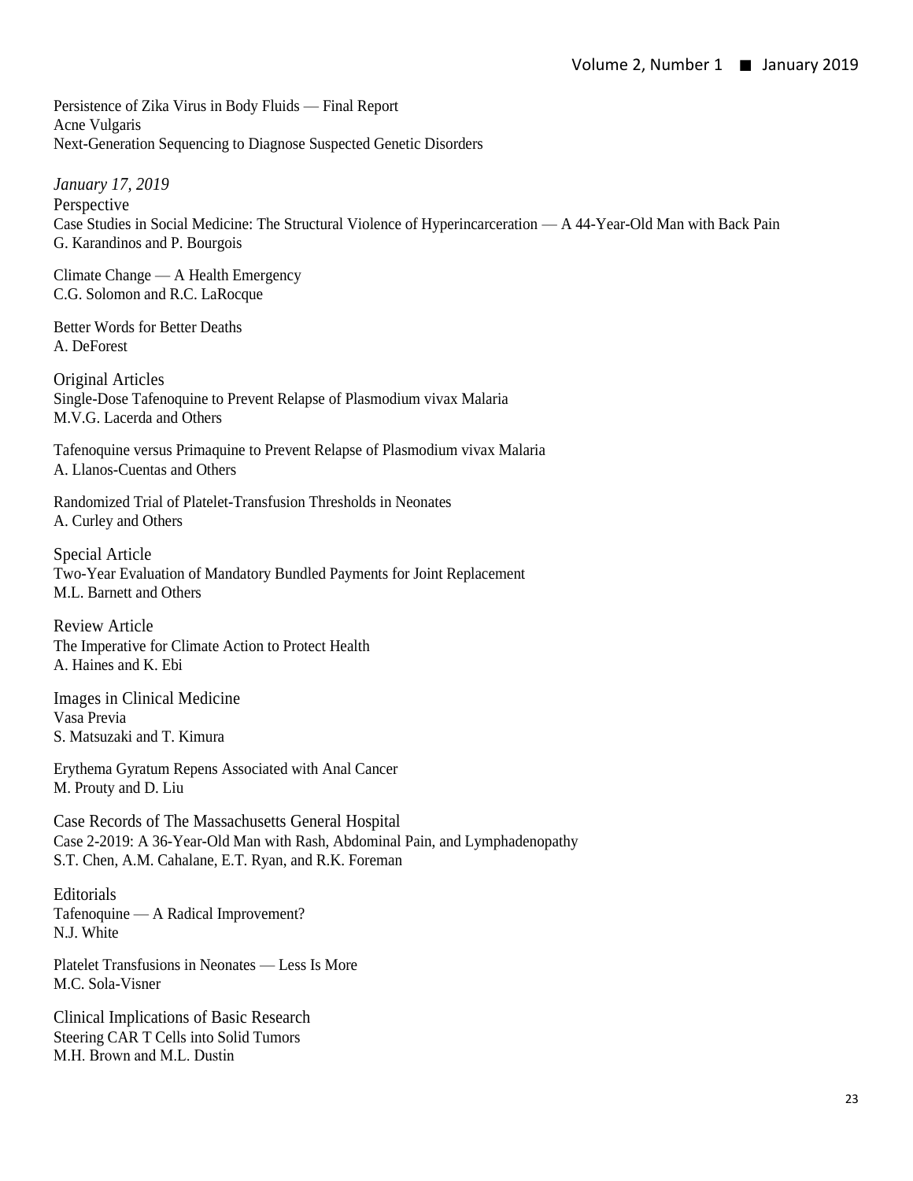Persistence of Zika Virus in Body Fluids — Final Report
Acne Vulgaris
Next-Generation Sequencing to Diagnose Suspected Genetic Disorders

*January 17, 2019*

Perspective
Case Studies in Social Medicine: The Structural Violence of Hyperincarceration — A 44-Year-Old Man with Back Pain
G. Karandinos and P. Bourgois

Climate Change — A Health Emergency
C.G. Solomon and R.C. LaRocque

Better Words for Better Deaths
A. DeForest

Original Articles
Single-Dose Tafenoquine to Prevent Relapse of Plasmodium vivax Malaria
M.V.G. Lacerda and Others

Tafenoquine versus Primaquine to Prevent Relapse of Plasmodium vivax Malaria
A. Llanos-Cuentas and Others

Randomized Trial of Platelet-Transfusion Thresholds in Neonates
A. Curley and Others

Special Article
Two-Year Evaluation of Mandatory Bundled Payments for Joint Replacement
M.L. Barnett and Others

Review Article
The Imperative for Climate Action to Protect Health
A. Haines and K. Ebi

Images in Clinical Medicine
Vasa Previa
S. Matsuzaki and T. Kimura

Erythema Gyratum Repens Associated with Anal Cancer
M. Prouty and D. Liu

Case Records of The Massachusetts General Hospital
Case 2-2019: A 36-Year-Old Man with Rash, Abdominal Pain, and Lymphadenopathy
S.T. Chen, A.M. Cahalane, E.T. Ryan, and R.K. Foreman

Editorials
Tafenoquine — A Radical Improvement?
N.J. White

Platelet Transfusions in Neonates — Less Is More
M.C. Sola-Visner

Clinical Implications of Basic Research
Steering CAR T Cells into Solid Tumors
M.H. Brown and M.L. Dustin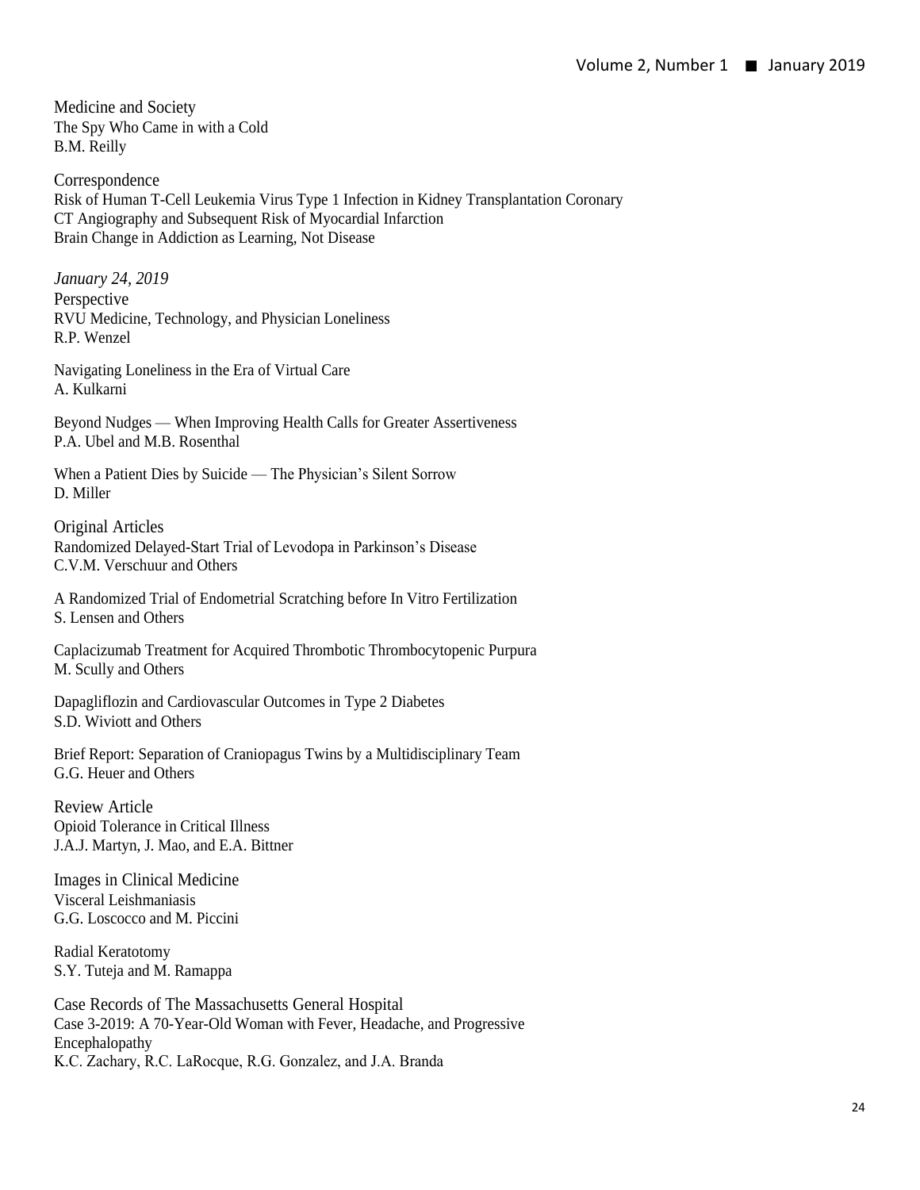Medicine and Society
The Spy Who Came in with a Cold
B.M. Reilly

Correspondence
Risk of Human T-Cell Leukemia Virus Type 1 Infection in Kidney Transplantation Coronary
CT Angiography and Subsequent Risk of Myocardial Infarction
Brain Change in Addiction as Learning, Not Disease

*January 24, 2019*

Perspective
RVU Medicine, Technology, and Physician Loneliness
R.P. Wenzel

Navigating Loneliness in the Era of Virtual Care
A. Kulkarni

Beyond Nudges — When Improving Health Calls for Greater Assertiveness
P.A. Ubel and M.B. Rosenthal

When a Patient Dies by Suicide — The Physician's Silent Sorrow
D. Miller

Original Articles
Randomized Delayed-Start Trial of Levodopa in Parkinson's Disease
C.V.M. Verschuur and Others

A Randomized Trial of Endometrial Scratching before In Vitro Fertilization
S. Lensen and Others

Caplacizumab Treatment for Acquired Thrombotic Thrombocytopenic Purpura
M. Scully and Others

Dapagliflozin and Cardiovascular Outcomes in Type 2 Diabetes
S.D. Wiviott and Others

Brief Report: Separation of Craniopagus Twins by a Multidisciplinary Team
G.G. Heuer and Others

Review Article
Opioid Tolerance in Critical Illness
J.A.J. Martyn, J. Mao, and E.A. Bittner

Images in Clinical Medicine
Visceral Leishmaniasis
G.G. Loscocco and M. Piccini

Radial Keratotomy
S.Y. Tuteja and M. Ramappa

Case Records of The Massachusetts General Hospital
Case 3-2019: A 70-Year-Old Woman with Fever, Headache, and Progressive Encephalopathy
K.C. Zachary, R.C. LaRocque, R.G. Gonzalez, and J.A. Branda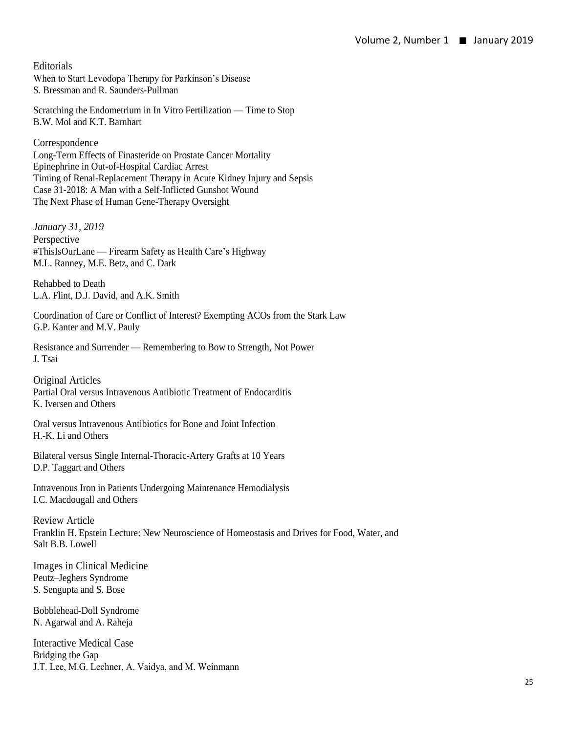## Editorials

When to Start Levodopa Therapy for Parkinson's Disease
S. Bressman and R. Saunders-Pullman

Scratching the Endometrium in In Vitro Fertilization — Time to Stop
B.W. Mol and K.T. Barnhart

## Correspondence

Long-Term Effects of Finasteride on Prostate Cancer Mortality
Epinephrine in Out-of-Hospital Cardiac Arrest
Timing of Renal-Replacement Therapy in Acute Kidney Injury and Sepsis
Case 31-2018: A Man with a Self-Inflicted Gunshot Wound
The Next Phase of Human Gene-Therapy Oversight

*January 31, 2019*

## Perspective

#ThisIsOurLane — Firearm Safety as Health Care's Highway
M.L. Ranney, M.E. Betz, and C. Dark

Rehabbed to Death
L.A. Flint, D.J. David, and A.K. Smith

Coordination of Care or Conflict of Interest? Exempting ACOs from the Stark Law
G.P. Kanter and M.V. Pauly

Resistance and Surrender — Remembering to Bow to Strength, Not Power
J. Tsai

## Original Articles

Partial Oral versus Intravenous Antibiotic Treatment of Endocarditis
K. Iversen and Others

Oral versus Intravenous Antibiotics for Bone and Joint Infection
H.-K. Li and Others

Bilateral versus Single Internal-Thoracic-Artery Grafts at 10 Years
D.P. Taggart and Others

Intravenous Iron in Patients Undergoing Maintenance Hemodialysis
I.C. Macdougall and Others

## Review Article

Franklin H. Epstein Lecture: New Neuroscience of Homeostasis and Drives for Food, Water, and Salt B.B. Lowell

## Images in Clinical Medicine

Peutz–Jeghers Syndrome
S. Sengupta and S. Bose

Bobblehead-Doll Syndrome
N. Agarwal and A. Raheja

## Interactive Medical Case

Bridging the Gap
J.T. Lee, M.G. Lechner, A. Vaidya, and M. Weinmann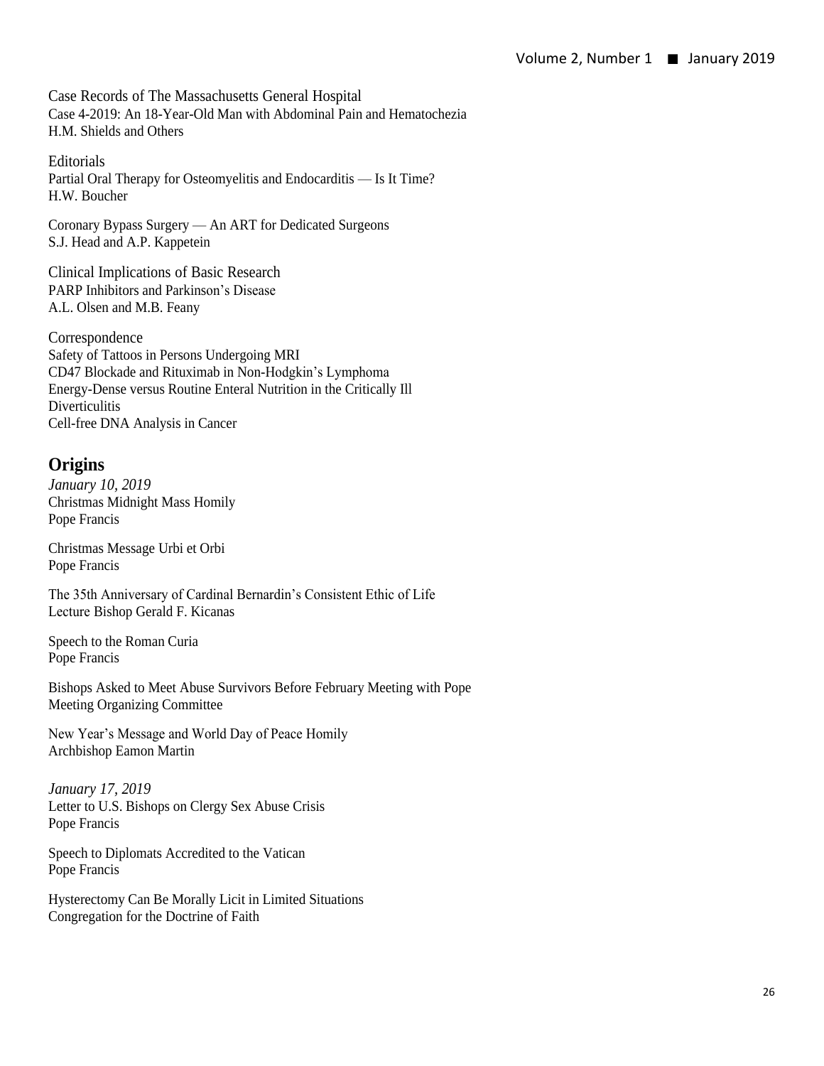Case Records of The Massachusetts General Hospital
Case 4-2019: An 18-Year-Old Man with Abdominal Pain and Hematochezia
H.M. Shields and Others

Editorials
Partial Oral Therapy for Osteomyelitis and Endocarditis — Is It Time?
H.W. Boucher

Coronary Bypass Surgery — An ART for Dedicated Surgeons
S.J. Head and A.P. Kappetein

Clinical Implications of Basic Research
PARP Inhibitors and Parkinson's Disease
A.L. Olsen and M.B. Feany

Correspondence
Safety of Tattoos in Persons Undergoing MRI
CD47 Blockade and Rituximab in Non-Hodgkin's Lymphoma
Energy-Dense versus Routine Enteral Nutrition in the Critically Ill
Diverticulitis
Cell-free DNA Analysis in Cancer

## Origins

*January 10, 2019*
Christmas Midnight Mass Homily
Pope Francis

Christmas Message Urbi et Orbi
Pope Francis

The 35th Anniversary of Cardinal Bernardin's Consistent Ethic of Life
Lecture Bishop Gerald F. Kicanas

Speech to the Roman Curia
Pope Francis

Bishops Asked to Meet Abuse Survivors Before February Meeting with Pope
Meeting Organizing Committee

New Year's Message and World Day of Peace Homily
Archbishop Eamon Martin

*January 17, 2019*
Letter to U.S. Bishops on Clergy Sex Abuse Crisis
Pope Francis

Speech to Diplomats Accredited to the Vatican
Pope Francis

Hysterectomy Can Be Morally Licit in Limited Situations
Congregation for the Doctrine of Faith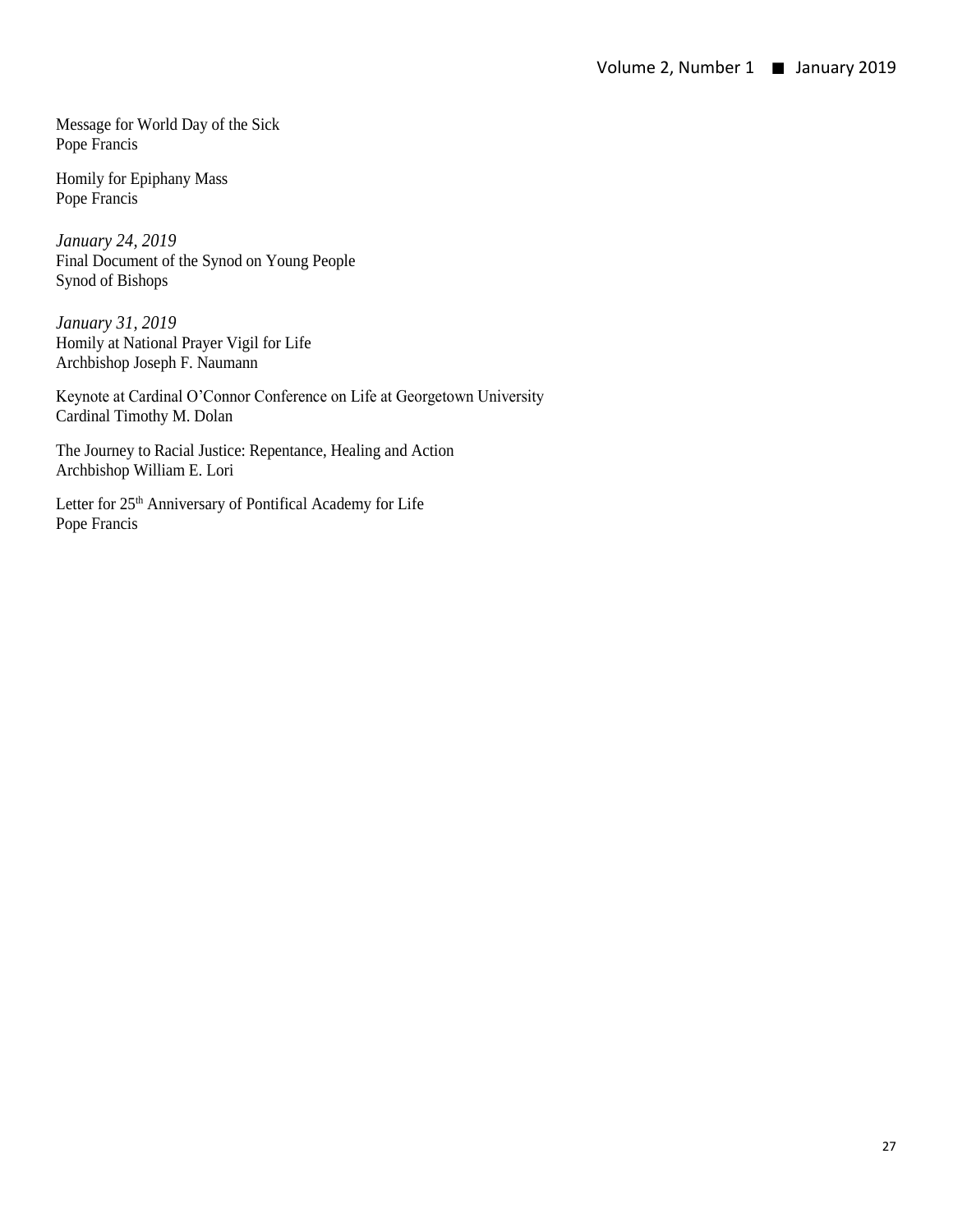Message for World Day of the Sick
Pope Francis

Homily for Epiphany Mass
Pope Francis

*January 24, 2019*
Final Document of the Synod on Young People
Synod of Bishops

*January 31, 2019*
Homily at National Prayer Vigil for Life
Archbishop Joseph F. Naumann

Keynote at Cardinal O'Connor Conference on Life at Georgetown University
Cardinal Timothy M. Dolan

The Journey to Racial Justice: Repentance, Healing and Action
Archbishop William E. Lori

Letter for 25th Anniversary of Pontifical Academy for Life
Pope Francis